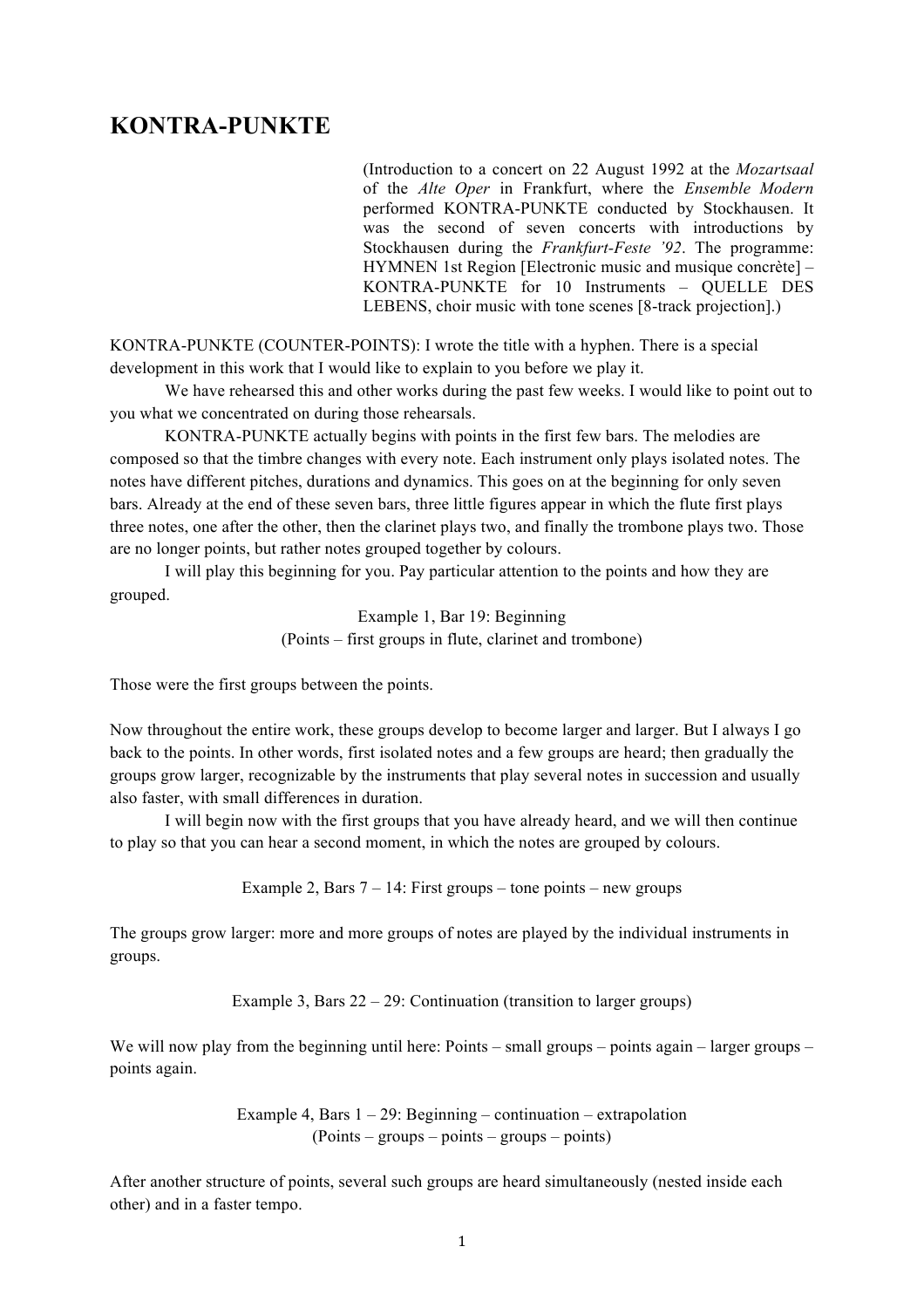# KONTRA-PUNKTE

(Introduction to a concert on 22 August 1992 at the *Mozartsaal* of the *Alte Oper* in Frankfurt, where the *Ensemble Modern* performed KONTRA-PUNKTE conducted by Stockhausen. It was the second of seven concerts with introductions by Stockhausen during the *Frankfurt-Feste '92*. The programme: HYMNEN 1st Region [Electronic music and musique concrète] – KONTRA-PUNKTE for 10 Instruments – QUELLE DES LEBENS, choir music with tone scenes [8-track projection].)

KONTRA-PUNKTE (COUNTER-POINTS): I wrote the title with a hyphen. There is a special development in this work that I would like to explain to you before we play it.

We have rehearsed this and other works during the past few weeks. I would like to point out to you what we concentrated on during those rehearsals.

KONTRA-PUNKTE actually begins with points in the first few bars. The melodies are composed so that the timbre changes with every note. Each instrument only plays isolated notes. The notes have different pitches, durations and dynamics. This goes on at the beginning for only seven bars. Already at the end of these seven bars, three little figures appear in which the flute first plays three notes, one after the other, then the clarinet plays two, and finally the trombone plays two. Those are no longer points, but rather notes grouped together by colours.

I will play this beginning for you. Pay particular attention to the points and how they are grouped.

Example 1, Bar 19: Beginning
(Points – first groups in flute, clarinet and trombone)

Those were the first groups between the points.

Now throughout the entire work, these groups develop to become larger and larger. But I always I go back to the points. In other words, first isolated notes and a few groups are heard; then gradually the groups grow larger, recognizable by the instruments that play several notes in succession and usually also faster, with small differences in duration.

I will begin now with the first groups that you have already heard, and we will then continue to play so that you can hear a second moment, in which the notes are grouped by colours.

Example 2, Bars 7 – 14: First groups – tone points – new groups

The groups grow larger: more and more groups of notes are played by the individual instruments in groups.

Example 3, Bars 22 – 29: Continuation (transition to larger groups)

We will now play from the beginning until here: Points – small groups – points again – larger groups – points again.

Example 4, Bars 1 – 29: Beginning – continuation – extrapolation
(Points – groups – points – groups – points)

After another structure of points, several such groups are heard simultaneously (nested inside each other) and in a faster tempo.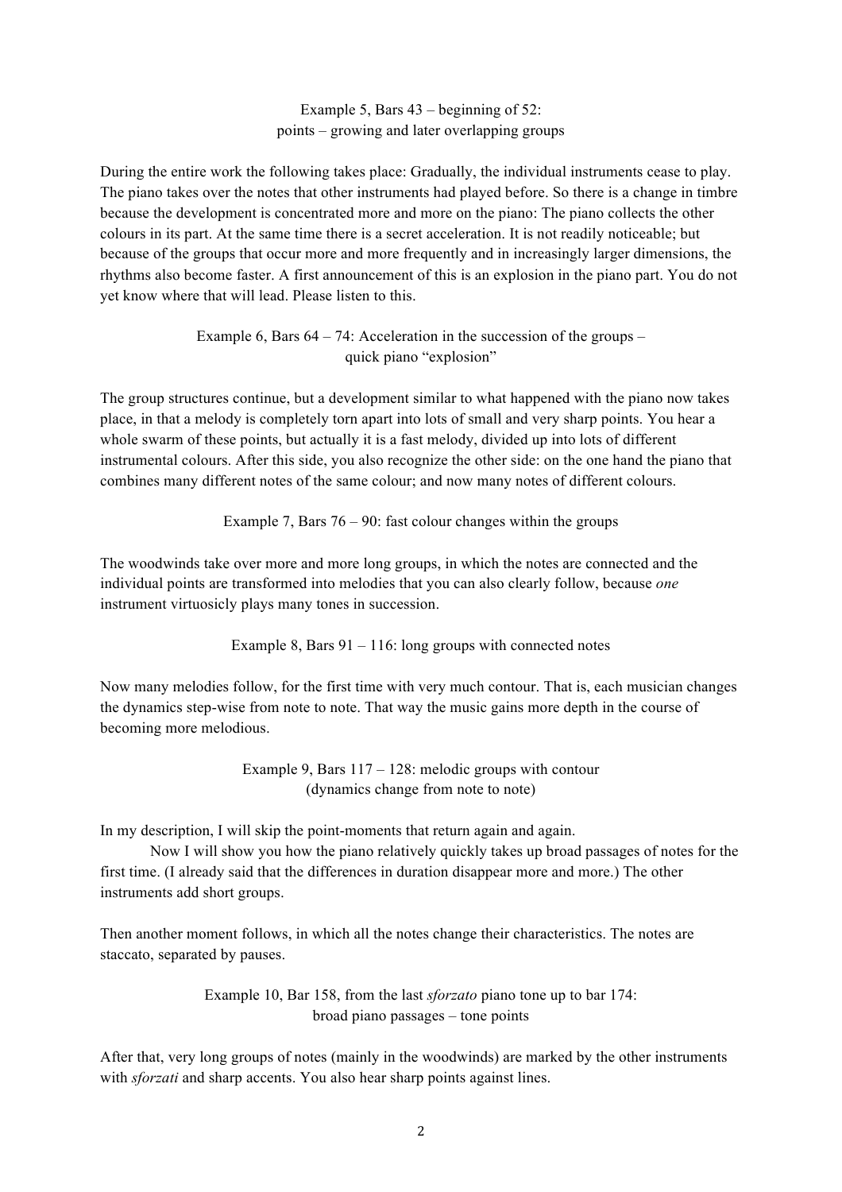Example 5, Bars 43 – beginning of 52:
points – growing and later overlapping groups

During the entire work the following takes place: Gradually, the individual instruments cease to play. The piano takes over the notes that other instruments had played before. So there is a change in timbre because the development is concentrated more and more on the piano: The piano collects the other colours in its part. At the same time there is a secret acceleration. It is not readily noticeable; but because of the groups that occur more and more frequently and in increasingly larger dimensions, the rhythms also become faster. A first announcement of this is an explosion in the piano part. You do not yet know where that will lead. Please listen to this.

Example 6, Bars 64 – 74: Acceleration in the succession of the groups –
quick piano "explosion"

The group structures continue, but a development similar to what happened with the piano now takes place, in that a melody is completely torn apart into lots of small and very sharp points. You hear a whole swarm of these points, but actually it is a fast melody, divided up into lots of different instrumental colours. After this side, you also recognize the other side: on the one hand the piano that combines many different notes of the same colour; and now many notes of different colours.

Example 7, Bars 76 – 90: fast colour changes within the groups

The woodwinds take over more and more long groups, in which the notes are connected and the individual points are transformed into melodies that you can also clearly follow, because *one* instrument virtuosicly plays many tones in succession.

Example 8, Bars 91 – 116: long groups with connected notes

Now many melodies follow, for the first time with very much contour. That is, each musician changes the dynamics step-wise from note to note. That way the music gains more depth in the course of becoming more melodious.

Example 9, Bars 117 – 128: melodic groups with contour
(dynamics change from note to note)

In my description, I will skip the point-moments that return again and again.

Now I will show you how the piano relatively quickly takes up broad passages of notes for the first time. (I already said that the differences in duration disappear more and more.) The other instruments add short groups.

Then another moment follows, in which all the notes change their characteristics. The notes are staccato, separated by pauses.

Example 10, Bar 158, from the last *sforzato* piano tone up to bar 174:
broad piano passages – tone points

After that, very long groups of notes (mainly in the woodwinds) are marked by the other instruments with *sforzati* and sharp accents. You also hear sharp points against lines.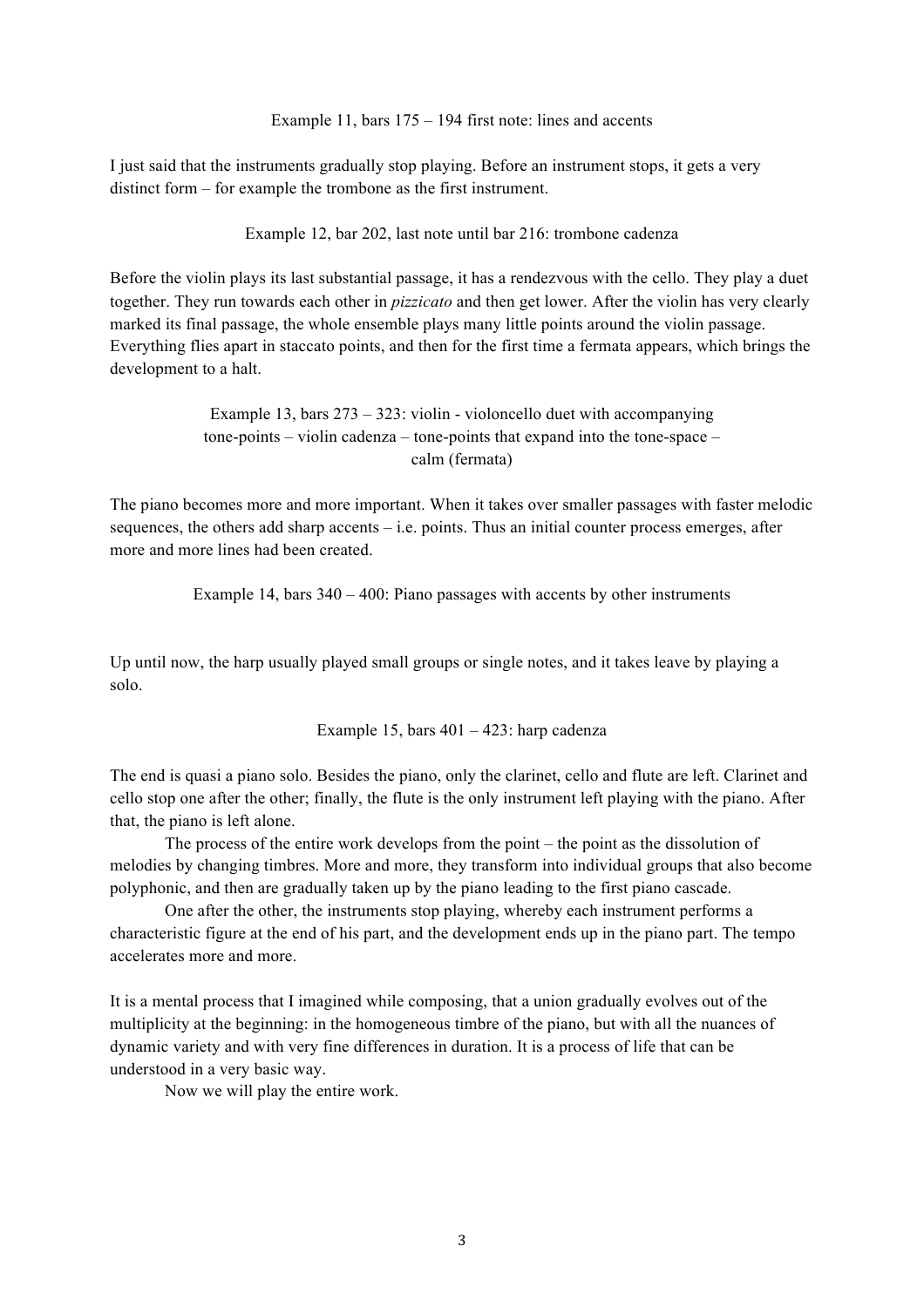Example 11, bars 175 – 194 first note: lines and accents

I just said that the instruments gradually stop playing. Before an instrument stops, it gets a very distinct form – for example the trombone as the first instrument.

Example 12, bar 202, last note until bar 216: trombone cadenza

Before the violin plays its last substantial passage, it has a rendezvous with the cello. They play a duet together. They run towards each other in *pizzicato* and then get lower. After the violin has very clearly marked its final passage, the whole ensemble plays many little points around the violin passage. Everything flies apart in staccato points, and then for the first time a fermata appears, which brings the development to a halt.

Example 13, bars 273 – 323: violin - violoncello duet with accompanying tone-points – violin cadenza – tone-points that expand into the tone-space – calm (fermata)

The piano becomes more and more important. When it takes over smaller passages with faster melodic sequences, the others add sharp accents – i.e. points. Thus an initial counter process emerges, after more and more lines had been created.

Example 14, bars 340 – 400: Piano passages with accents by other instruments

Up until now, the harp usually played small groups or single notes, and it takes leave by playing a solo.

Example 15, bars 401 – 423: harp cadenza

The end is quasi a piano solo. Besides the piano, only the clarinet, cello and flute are left. Clarinet and cello stop one after the other; finally, the flute is the only instrument left playing with the piano. After that, the piano is left alone.

The process of the entire work develops from the point – the point as the dissolution of melodies by changing timbres. More and more, they transform into individual groups that also become polyphonic, and then are gradually taken up by the piano leading to the first piano cascade.

One after the other, the instruments stop playing, whereby each instrument performs a characteristic figure at the end of his part, and the development ends up in the piano part. The tempo accelerates more and more.

It is a mental process that I imagined while composing, that a union gradually evolves out of the multiplicity at the beginning: in the homogeneous timbre of the piano, but with all the nuances of dynamic variety and with very fine differences in duration. It is a process of life that can be understood in a very basic way.

Now we will play the entire work.